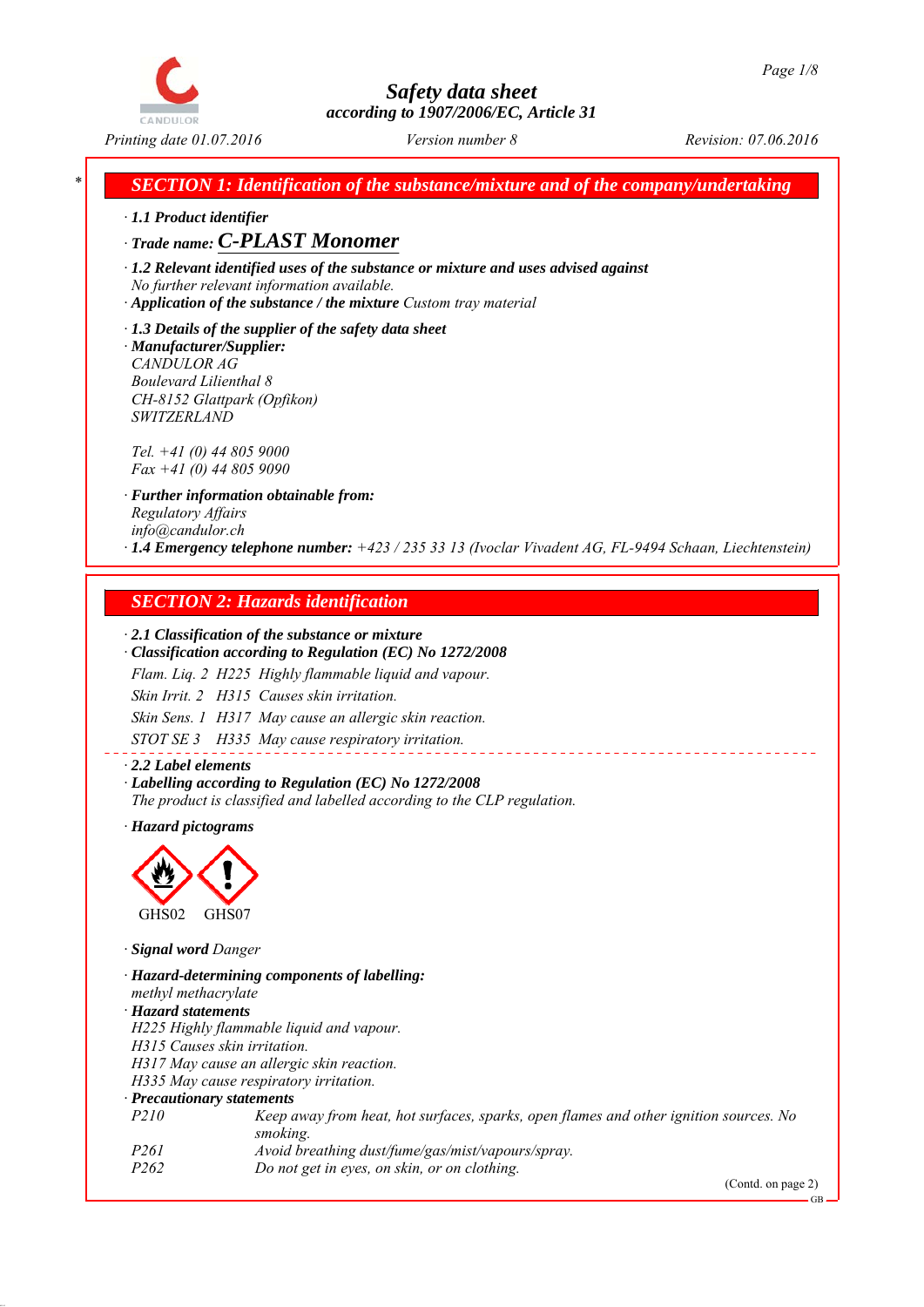# Safety data sheet
*according to 1907/2006/EC, Article 31*

*Printing date 01.07.2016* *Version number 8* *Revision: 07.06.2016*

## SECTION 1: Identification of the substance/mixture and of the company/undertaking

· **1.1 Product identifier**

· **Trade name: C-PLAST Monomer**

· **1.2 Relevant identified uses of the substance or mixture and uses advised against**
No further relevant information available.

· **Application of the substance / the mixture** Custom tray material

· **1.3 Details of the supplier of the safety data sheet**

· **Manufacturer/Supplier:**
CANDULOR AG
Boulevard Lilienthal 8
CH-8152 Glattpark (Opfikon)
SWITZERLAND

Tel. +41 (0) 44 805 9000
Fax +41 (0) 44 805 9090

· **Further information obtainable from:**
Regulatory Affairs
info@candulor.ch

· **1.4 Emergency telephone number:** +423 / 235 33 13 (Ivoclar Vivadent AG, FL-9494 Schaan, Liechtenstein)

## SECTION 2: Hazards identification

· **2.1 Classification of the substance or mixture**

· **Classification according to Regulation (EC) No 1272/2008**

Flam. Liq. 2 H225 Highly flammable liquid and vapour.

Skin Irrit. 2 H315 Causes skin irritation.

Skin Sens. 1 H317 May cause an allergic skin reaction.

STOT SE 3 H335 May cause respiratory irritation.

· **2.2 Label elements**

· **Labelling according to Regulation (EC) No 1272/2008**
The product is classified and labelled according to the CLP regulation.

· **Hazard pictograms**

GHS02 GHS07

· **Signal word** Danger

· **Hazard-determining components of labelling:**
methyl methacrylate

· **Hazard statements**
H225 Highly flammable liquid and vapour.
H315 Causes skin irritation.
H317 May cause an allergic skin reaction.
H335 May cause respiratory irritation.

· **Precautionary statements**

| | |
|---|---|
| P210 | Keep away from heat, hot surfaces, sparks, open flames and other ignition sources. No smoking. |
| P261 | Avoid breathing dust/fume/gas/mist/vapours/spray. |
| P262 | Do not get in eyes, on skin, or on clothing. |

(Contd. on page 2)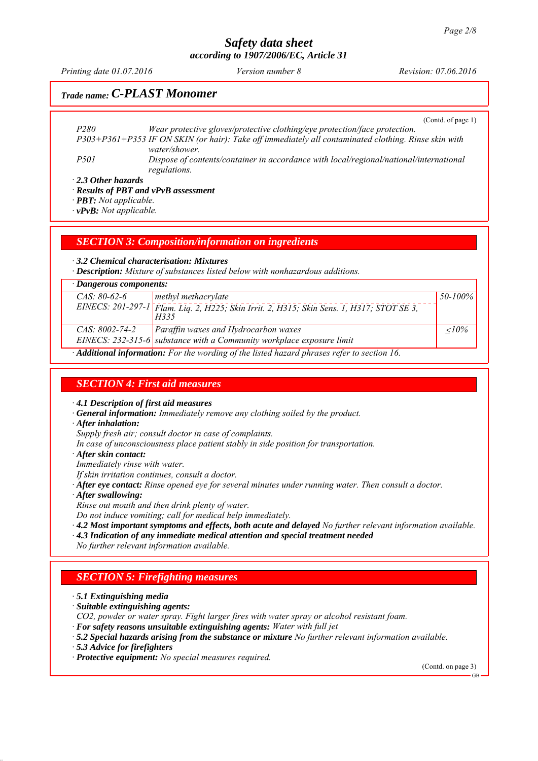## Trade name: C-PLAST Monomer

(Contd. of page 1)

| | |
|---|---|
| P280 | Wear protective gloves/protective clothing/eye protection/face protection. |
| P303+P361+P353 | IF ON SKIN (or hair): Take off immediately all contaminated clothing. Rinse skin with water/shower. |
| P501 | Dispose of contents/container in accordance with local/regional/national/international regulations. |

· **2.3 Other hazards**
· **Results of PBT and vPvB assessment**
· **PBT:** Not applicable.
· **vPvB:** Not applicable.

## SECTION 3: Composition/information on ingredients

· **3.2 Chemical characterisation: Mixtures**
· **Description:** Mixture of substances listed below with nonhazardous additions.

· **Dangerous components:**

| | | |
|---|---|---|
| CAS: 80-62-6<br>EINECS: 201-297-1 | methyl methacrylate<br>Flam. Liq. 2, H225; Skin Irrit. 2, H315; Skin Sens. 1, H317; STOT SE 3, H335 | 50-100% |
| CAS: 8002-74-2<br>EINECS: 232-315-6 | Paraffin waxes and Hydrocarbon waxes<br>substance with a Community workplace exposure limit | ≤10% |

· **Additional information:** For the wording of the listed hazard phrases refer to section 16.

## SECTION 4: First aid measures

· **4.1 Description of first aid measures**
· **General information:** Immediately remove any clothing soiled by the product.
· **After inhalation:**
Supply fresh air; consult doctor in case of complaints.
In case of unconsciousness place patient stably in side position for transportation.
· **After skin contact:**
Immediately rinse with water.
If skin irritation continues, consult a doctor.
· **After eye contact:** Rinse opened eye for several minutes under running water. Then consult a doctor.
· **After swallowing:**
Rinse out mouth and then drink plenty of water.
Do not induce vomiting; call for medical help immediately.
· **4.2 Most important symptoms and effects, both acute and delayed** No further relevant information available.
· **4.3 Indication of any immediate medical attention and special treatment needed**
No further relevant information available.

## SECTION 5: Firefighting measures

· **5.1 Extinguishing media**
· **Suitable extinguishing agents:**
$CO_2$, powder or water spray. Fight larger fires with water spray or alcohol resistant foam.
· **For safety reasons unsuitable extinguishing agents:** Water with full jet
· **5.2 Special hazards arising from the substance or mixture** No further relevant information available.
· **5.3 Advice for firefighters**
· **Protective equipment:** No special measures required.

(Contd. on page 3)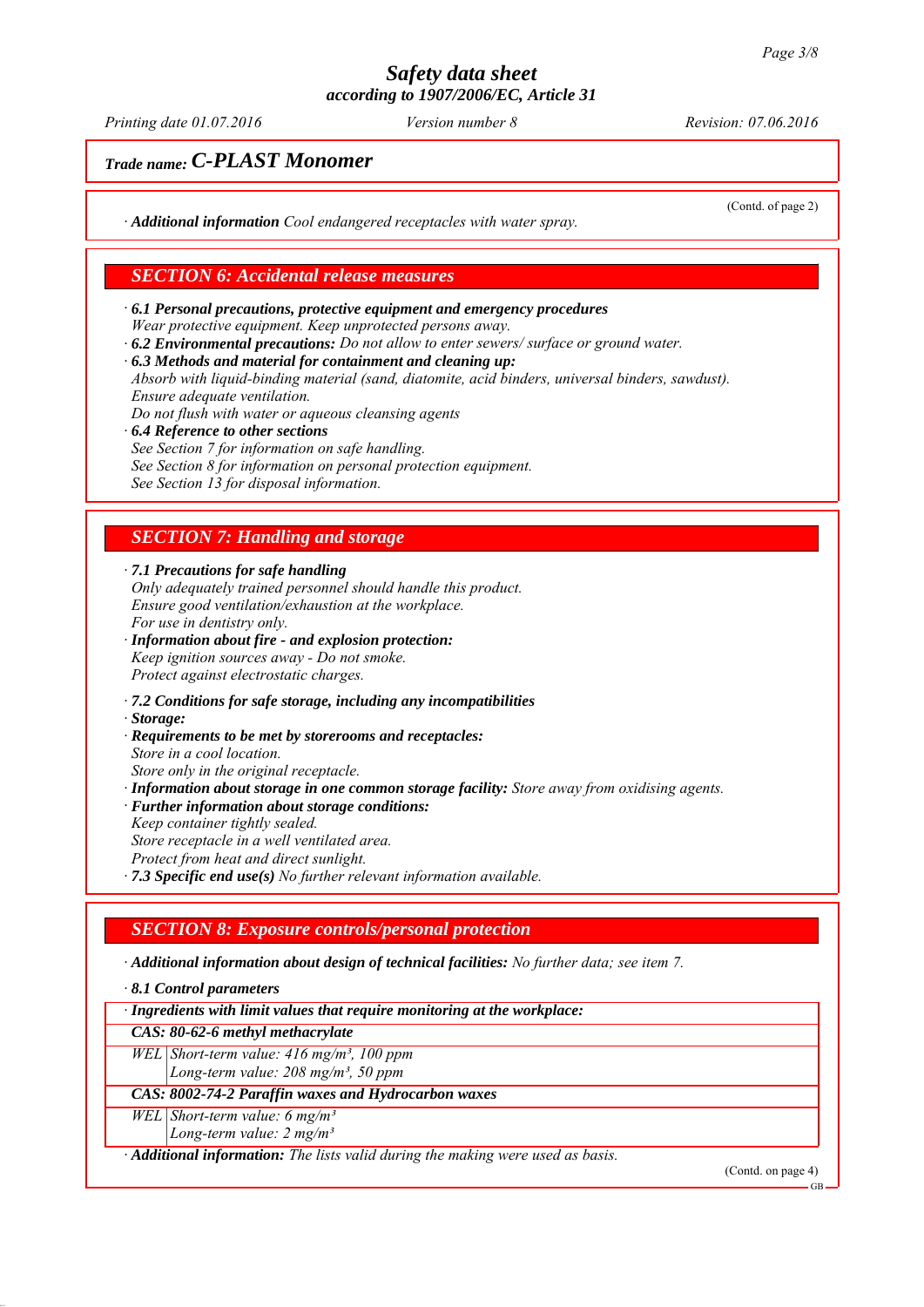**Trade name: C-PLAST Monomer**

(Contd. of page 2)

· **Additional information** *Cool endangered receptacles with water spray.*

## SECTION 6: Accidental release measures

· **6.1 Personal precautions, protective equipment and emergency procedures**
*Wear protective equipment. Keep unprotected persons away.*
· **6.2 Environmental precautions:** *Do not allow to enter sewers/ surface or ground water.*
· **6.3 Methods and material for containment and cleaning up:**
*Absorb with liquid-binding material (sand, diatomite, acid binders, universal binders, sawdust).*
*Ensure adequate ventilation.*
*Do not flush with water or aqueous cleansing agents*
· **6.4 Reference to other sections**
*See Section 7 for information on safe handling.*
*See Section 8 for information on personal protection equipment.*
*See Section 13 for disposal information.*

## SECTION 7: Handling and storage

· **7.1 Precautions for safe handling**
*Only adequately trained personnel should handle this product.*
*Ensure good ventilation/exhaustion at the workplace.*
*For use in dentistry only.*
· **Information about fire - and explosion protection:**
*Keep ignition sources away - Do not smoke.*
*Protect against electrostatic charges.*

· **7.2 Conditions for safe storage, including any incompatibilities**
· **Storage:**
· **Requirements to be met by storerooms and receptacles:**
*Store in a cool location.*
*Store only in the original receptacle.*
· **Information about storage in one common storage facility:** *Store away from oxidising agents.*
· **Further information about storage conditions:**
*Keep container tightly sealed.*
*Store receptacle in a well ventilated area.*
*Protect from heat and direct sunlight.*
· **7.3 Specific end use(s)** *No further relevant information available.*

## SECTION 8: Exposure controls/personal protection

· **Additional information about design of technical facilities:** *No further data; see item 7.*

· **8.1 Control parameters**

| · Ingredients with limit values that require monitoring at the workplace: | |
|---|---|
| **CAS: 80-62-6 methyl methacrylate** | |
| WEL | Short-term value: 416 mg/m³, 100 ppm<br>Long-term value: 208 mg/m³, 50 ppm |
| **CAS: 8002-74-2 Paraffin waxes and Hydrocarbon waxes** | |
| WEL | Short-term value: 6 mg/m³<br>Long-term value: 2 mg/m³ |

· **Additional information:** *The lists valid during the making were used as basis.*

(Contd. on page 4)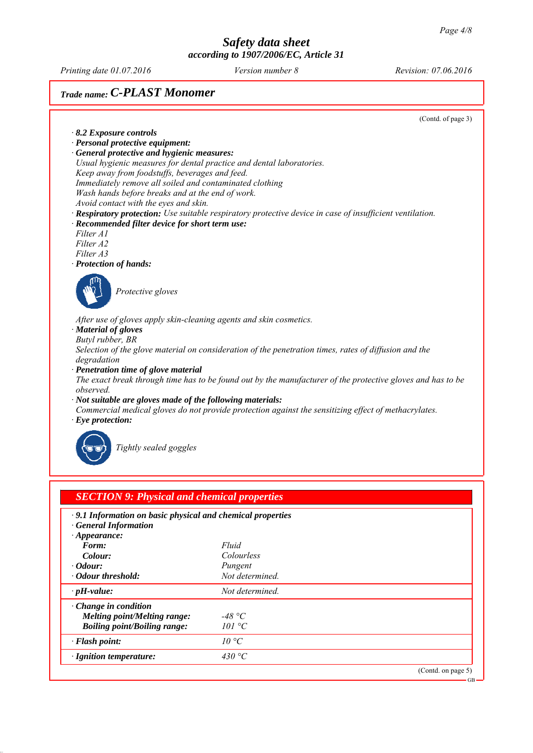# Safety data sheet
### according to 1907/2006/EC, Article 31

*Printing date 01.07.2016* *Version number 8* *Revision: 07.06.2016*

**Trade name: C-PLAST Monomer**

(Contd. of page 3)

· **8.2 Exposure controls**
· **Personal protective equipment:**
· **General protective and hygienic measures:**
Usual hygienic measures for dental practice and dental laboratories.
Keep away from foodstuffs, beverages and feed.
Immediately remove all soiled and contaminated clothing
Wash hands before breaks and at the end of work.
Avoid contact with the eyes and skin.
· **Respiratory protection:** Use suitable respiratory protective device in case of insufficient ventilation.
· **Recommended filter device for short term use:**
Filter A1
Filter A2
Filter A3
· **Protection of hands:**

Protective gloves

After use of gloves apply skin-cleaning agents and skin cosmetics.
· **Material of gloves**
Butyl rubber, BR
Selection of the glove material on consideration of the penetration times, rates of diffusion and the degradation
· **Penetration time of glove material**
The exact break through time has to be found out by the manufacturer of the protective gloves and has to be observed.
· **Not suitable are gloves made of the following materials:**
Commercial medical gloves do not provide protection against the sensitizing effect of methacrylates.
· **Eye protection:**

Tightly sealed goggles

## SECTION 9: Physical and chemical properties

· **9.1 Information on basic physical and chemical properties**
· **General Information**
· **Appearance:**

| | |
|---|---|
| **Form:** | Fluid |
| **Colour:** | Colourless |
| · **Odour:** | Pungent |
| · **Odour threshold:** | Not determined. |
| · **pH-value:** | Not determined. |
| · **Change in condition** | |
| **Melting point/Melting range:** | -48 °C |
| **Boiling point/Boiling range:** | 101 °C |
| · **Flash point:** | 10 °C |
| · **Ignition temperature:** | 430 °C |

(Contd. on page 5)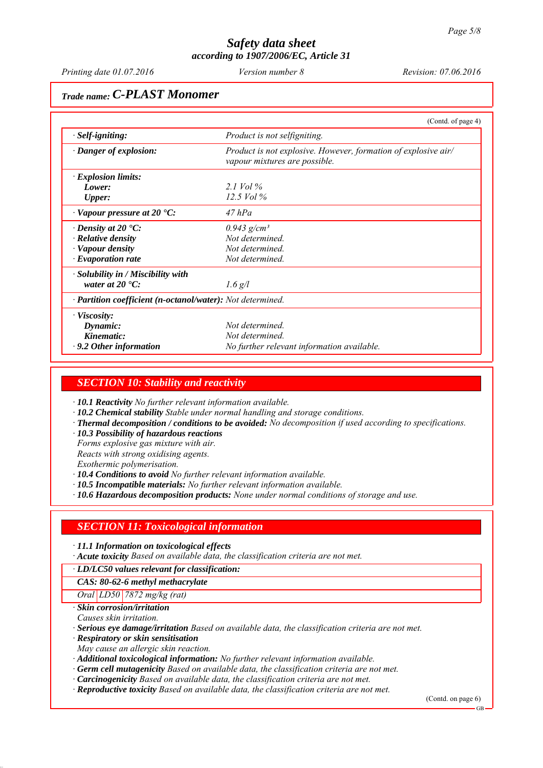Trade name: ***C-PLAST Monomer***

(Contd. of page 4)

| | |
|---|---|
| · **Self-igniting:** | *Product is not selfigniting.* |
| · **Danger of explosion:** | *Product is not explosive. However, formation of explosive air/ vapour mixtures are possible.* |
| · **Explosion limits:** | |
| **Lower:** | *2.1 Vol %* |
| **Upper:** | *12.5 Vol %* |
| · **Vapour pressure at 20 °C:** | *47 hPa* |
| · **Density at 20 °C:** | *0.943 g/cm³* |
| · **Relative density** | *Not determined.* |
| · **Vapour density** | *Not determined.* |
| · **Evaporation rate** | *Not determined.* |
| · **Solubility in / Miscibility with water at 20 °C:** | *1.6 g/l* |
| · **Partition coefficient (n-octanol/water):** | *Not determined.* |
| · **Viscosity:** | |
| **Dynamic:** | *Not determined.* |
| **Kinematic:** | *Not determined.* |
| · **9.2 Other information** | *No further relevant information available.* |

## SECTION 10: Stability and reactivity

· **10.1 Reactivity** *No further relevant information available.*
· **10.2 Chemical stability** *Stable under normal handling and storage conditions.*
· **Thermal decomposition / conditions to be avoided:** *No decomposition if used according to specifications.*
· **10.3 Possibility of hazardous reactions**
*Forms explosive gas mixture with air.*
*Reacts with strong oxidising agents.*
*Exothermic polymerisation.*
· **10.4 Conditions to avoid** *No further relevant information available.*
· **10.5 Incompatible materials:** *No further relevant information available.*
· **10.6 Hazardous decomposition products:** *None under normal conditions of storage and use.*

## SECTION 11: Toxicological information

· **11.1 Information on toxicological effects**
· **Acute toxicity** *Based on available data, the classification criteria are not met.*

| · **LD/LC50 values relevant for classification:** | | |
|---|---|---|
| **CAS: 80-62-6 methyl methacrylate** | | |
| *Oral* | *LD50* | *7872 mg/kg (rat)* |

· **Skin corrosion/irritation**
*Causes skin irritation.*
· **Serious eye damage/irritation** *Based on available data, the classification criteria are not met.*
· **Respiratory or skin sensitisation**
*May cause an allergic skin reaction.*
· **Additional toxicological information:** *No further relevant information available.*
· **Germ cell mutagenicity** *Based on available data, the classification criteria are not met.*
· **Carcinogenicity** *Based on available data, the classification criteria are not met.*
· **Reproductive toxicity** *Based on available data, the classification criteria are not met.*

(Contd. on page 6)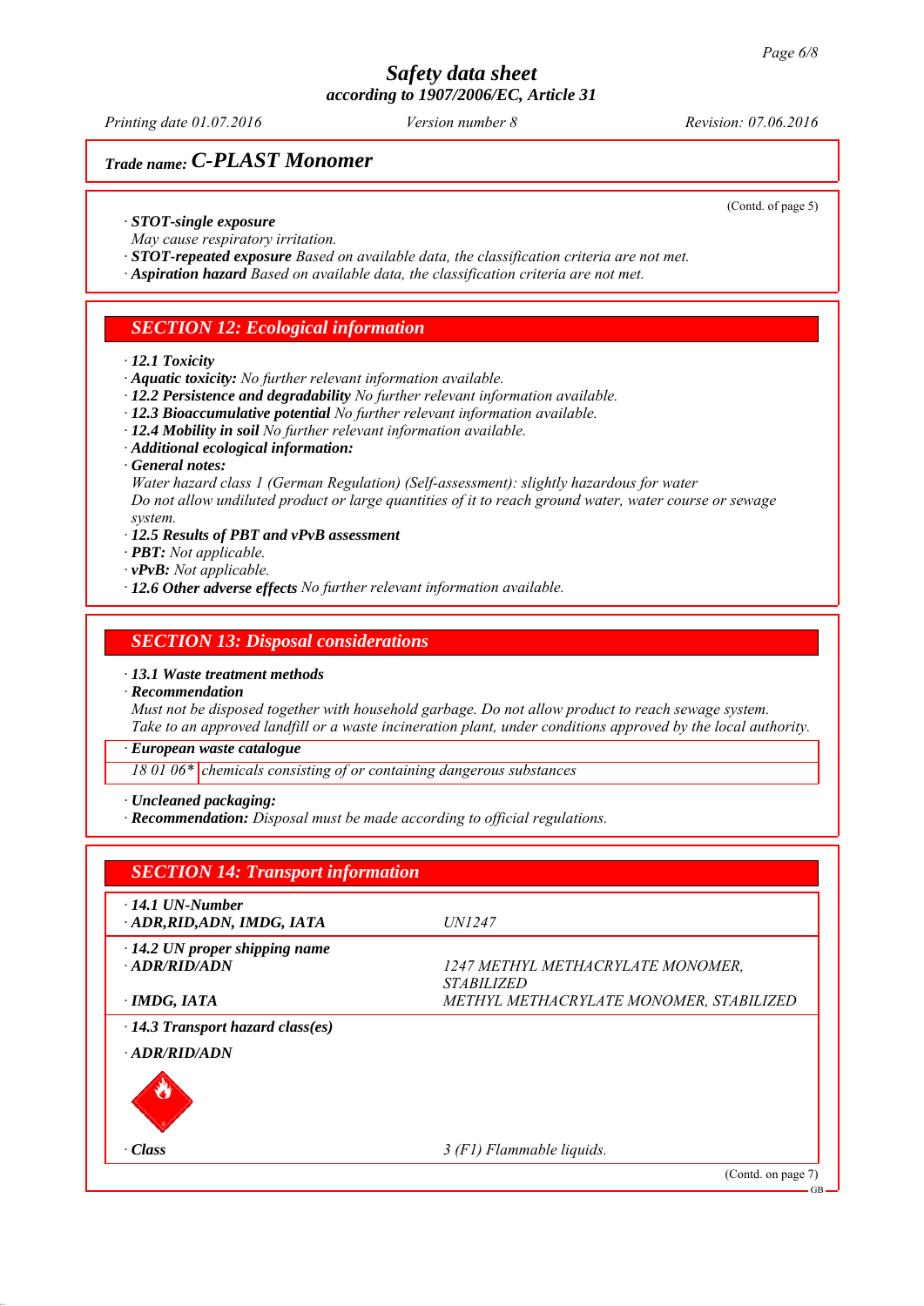## Trade name: C-PLAST Monomer

(Contd. of page 5)

· **STOT-single exposure**
May cause respiratory irritation.
· **STOT-repeated exposure** Based on available data, the classification criteria are not met.
· **Aspiration hazard** Based on available data, the classification criteria are not met.

## SECTION 12: Ecological information

· **12.1 Toxicity**
· **Aquatic toxicity:** No further relevant information available.
· **12.2 Persistence and degradability** No further relevant information available.
· **12.3 Bioaccumulative potential** No further relevant information available.
· **12.4 Mobility in soil** No further relevant information available.
· **Additional ecological information:**
· **General notes:**
Water hazard class 1 (German Regulation) (Self-assessment): slightly hazardous for water
Do not allow undiluted product or large quantities of it to reach ground water, water course or sewage system.
· **12.5 Results of PBT and vPvB assessment**
· **PBT:** Not applicable.
· **vPvB:** Not applicable.
· **12.6 Other adverse effects** No further relevant information available.

## SECTION 13: Disposal considerations

· **13.1 Waste treatment methods**
· **Recommendation**
Must not be disposed together with household garbage. Do not allow product to reach sewage system.
Take to an approved landfill or a waste incineration plant, under conditions approved by the local authority.

| · European waste catalogue | |
|---|---|
| 18 01 06* | chemicals consisting of or containing dangerous substances |

· **Uncleaned packaging:**
· **Recommendation:** Disposal must be made according to official regulations.

## SECTION 14: Transport information

| | |
|---|---|
| · **14.1 UN-Number**<br>· **ADR,RID,ADN, IMDG, IATA** | UN1247 |
| · **14.2 UN proper shipping name**<br>· **ADR/RID/ADN** | 1247 METHYL METHACRYLATE MONOMER, STABILIZED |
| · **IMDG, IATA** | METHYL METHACRYLATE MONOMER, STABILIZED |
| · **14.3 Transport hazard class(es)** | |
| · **ADR/RID/ADN** | |
| · **Class** | 3 (F1) Flammable liquids. |

(Contd. on page 7)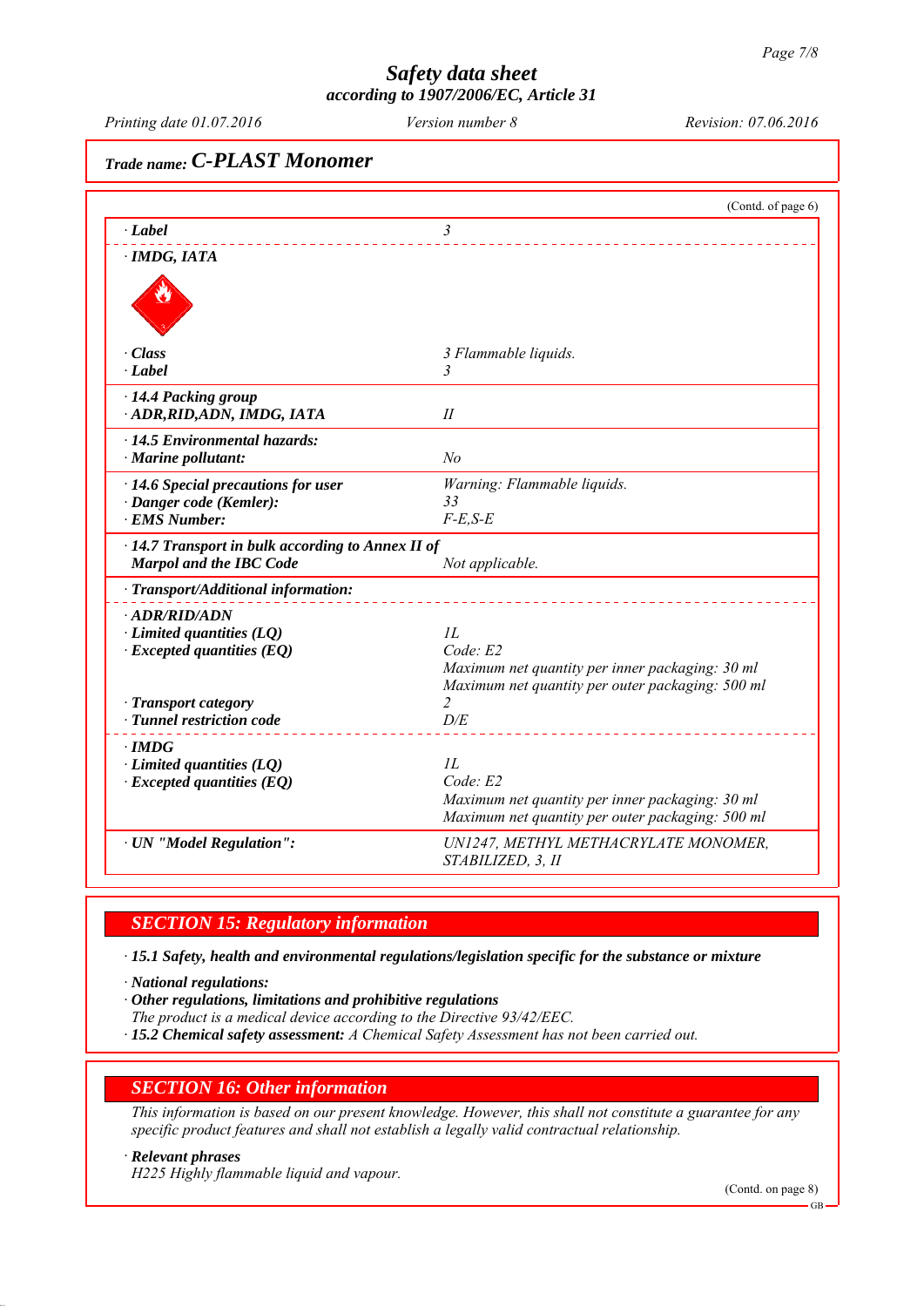*Safety data sheet*
*according to 1907/2006/EC, Article 31*

*Printing date 01.07.2016* *Version number 8* *Revision: 07.06.2016*

*Trade name:* ***C-PLAST Monomer***

(Contd. of page 6)

| | |
|---|---|
| · **Label** | 3 |
| · **IMDG, IATA** | |
| · **Class** | 3 Flammable liquids. |
| · **Label** | 3 |
| · **14.4 Packing group** | |
| · **ADR,RID,ADN, IMDG, IATA** | II |
| · **14.5 Environmental hazards:** | |
| · **Marine pollutant:** | No |
| · **14.6 Special precautions for user** | Warning: Flammable liquids. |
| · **Danger code (Kemler):** | 33 |
| · **EMS Number:** | F-E,S-E |
| · **14.7 Transport in bulk according to Annex II of Marpol and the IBC Code** | Not applicable. |
| · **Transport/Additional information:** | |
| · **ADR/RID/ADN** | |
| · **Limited quantities (LQ)** | 1L |
| · **Excepted quantities (EQ)** | Code: E2<br>Maximum net quantity per inner packaging: 30 ml<br>Maximum net quantity per outer packaging: 500 ml |
| · **Transport category** | 2 |
| · **Tunnel restriction code** | D/E |
| · **IMDG** | |
| · **Limited quantities (LQ)** | 1L |
| · **Excepted quantities (EQ)** | Code: E2<br>Maximum net quantity per inner packaging: 30 ml<br>Maximum net quantity per outer packaging: 500 ml |
| · **UN "Model Regulation":** | UN1247, METHYL METHACRYLATE MONOMER, STABILIZED, 3, II |

## SECTION 15: Regulatory information

· **15.1 Safety, health and environmental regulations/legislation specific for the substance or mixture**

· **National regulations:**

· **Other regulations, limitations and prohibitive regulations**
The product is a medical device according to the Directive 93/42/EEC.

· **15.2 Chemical safety assessment:** A Chemical Safety Assessment has not been carried out.

## SECTION 16: Other information

This information is based on our present knowledge. However, this shall not constitute a guarantee for any specific product features and shall not establish a legally valid contractual relationship.

· **Relevant phrases**
H225 Highly flammable liquid and vapour.

(Contd. on page 8)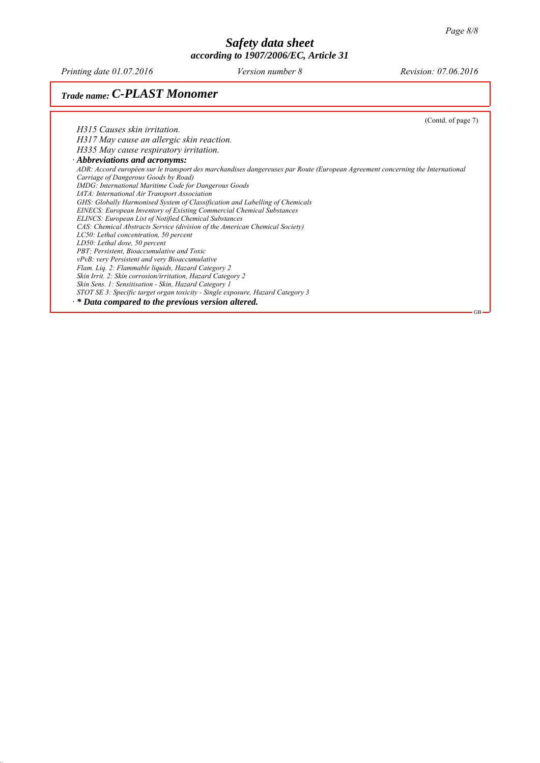*Trade name:* ***C-PLAST Monomer***

(Contd. of page 7)

*H315 Causes skin irritation.*
*H317 May cause an allergic skin reaction.*
*H335 May cause respiratory irritation.*

· ***Abbreviations and acronyms:***

*ADR: Accord européen sur le transport des marchandises dangereuses par Route (European Agreement concerning the International Carriage of Dangerous Goods by Road)*
*IMDG: International Maritime Code for Dangerous Goods*
*IATA: International Air Transport Association*
*GHS: Globally Harmonised System of Classification and Labelling of Chemicals*
*EINECS: European Inventory of Existing Commercial Chemical Substances*
*ELINCS: European List of Notified Chemical Substances*
*CAS: Chemical Abstracts Service (division of the American Chemical Society)*
*LC50: Lethal concentration, 50 percent*
*LD50: Lethal dose, 50 percent*
*PBT: Persistent, Bioaccumulative and Toxic*
*vPvB: very Persistent and very Bioaccumulative*
*Flam. Liq. 2: Flammable liquids, Hazard Category 2*
*Skin Irrit. 2: Skin corrosion/irritation, Hazard Category 2*
*Skin Sens. 1: Sensitisation - Skin, Hazard Category 1*
*STOT SE 3: Specific target organ toxicity - Single exposure, Hazard Category 3*

· ***\* Data compared to the previous version altered.***

GB